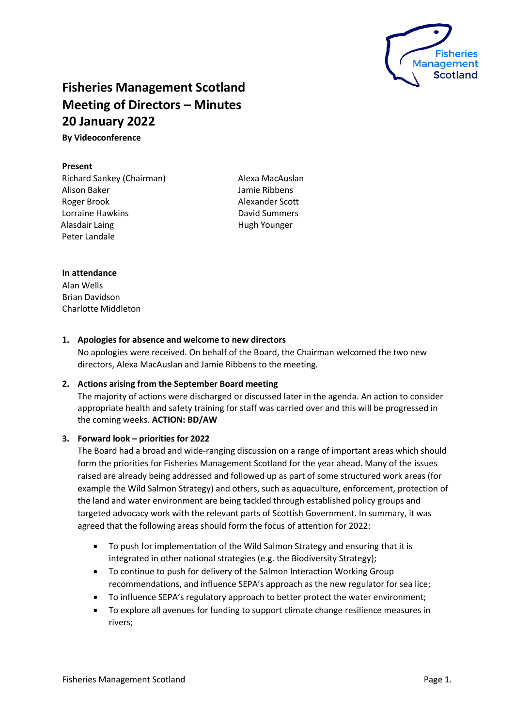# Fisheries Management Scotland
# Meeting of Directors – Minutes
# 20 January 2022

**By Videoconference**

**Present**

Richard Sankey (Chairman)
Alison Baker
Roger Brook
Lorraine Hawkins
Alasdair Laing
Peter Landale
Alexa MacAuslan
Jamie Ribbens
Alexander Scott
David Summers
Hugh Younger

**In attendance**

Alan Wells
Brian Davidson
Charlotte Middleton

1. **Apologies for absence and welcome to new directors**
   No apologies were received. On behalf of the Board, the Chairman welcomed the two new directors, Alexa MacAuslan and Jamie Ribbens to the meeting.

2. **Actions arising from the September Board meeting**
   The majority of actions were discharged or discussed later in the agenda. An action to consider appropriate health and safety training for staff was carried over and this will be progressed in the coming weeks. **ACTION: BD/AW**

3. **Forward look – priorities for 2022**
   The Board had a broad and wide-ranging discussion on a range of important areas which should form the priorities for Fisheries Management Scotland for the year ahead. Many of the issues raised are already being addressed and followed up as part of some structured work areas (for example the Wild Salmon Strategy) and others, such as aquaculture, enforcement, protection of the land and water environment are being tackled through established policy groups and targeted advocacy work with the relevant parts of Scottish Government. In summary, it was agreed that the following areas should form the focus of attention for 2022:

   - To push for implementation of the Wild Salmon Strategy and ensuring that it is integrated in other national strategies (e.g. the Biodiversity Strategy);
   - To continue to push for delivery of the Salmon Interaction Working Group recommendations, and influence SEPA's approach as the new regulator for sea lice;
   - To influence SEPA's regulatory approach to better protect the water environment;
   - To explore all avenues for funding to support climate change resilience measures in rivers;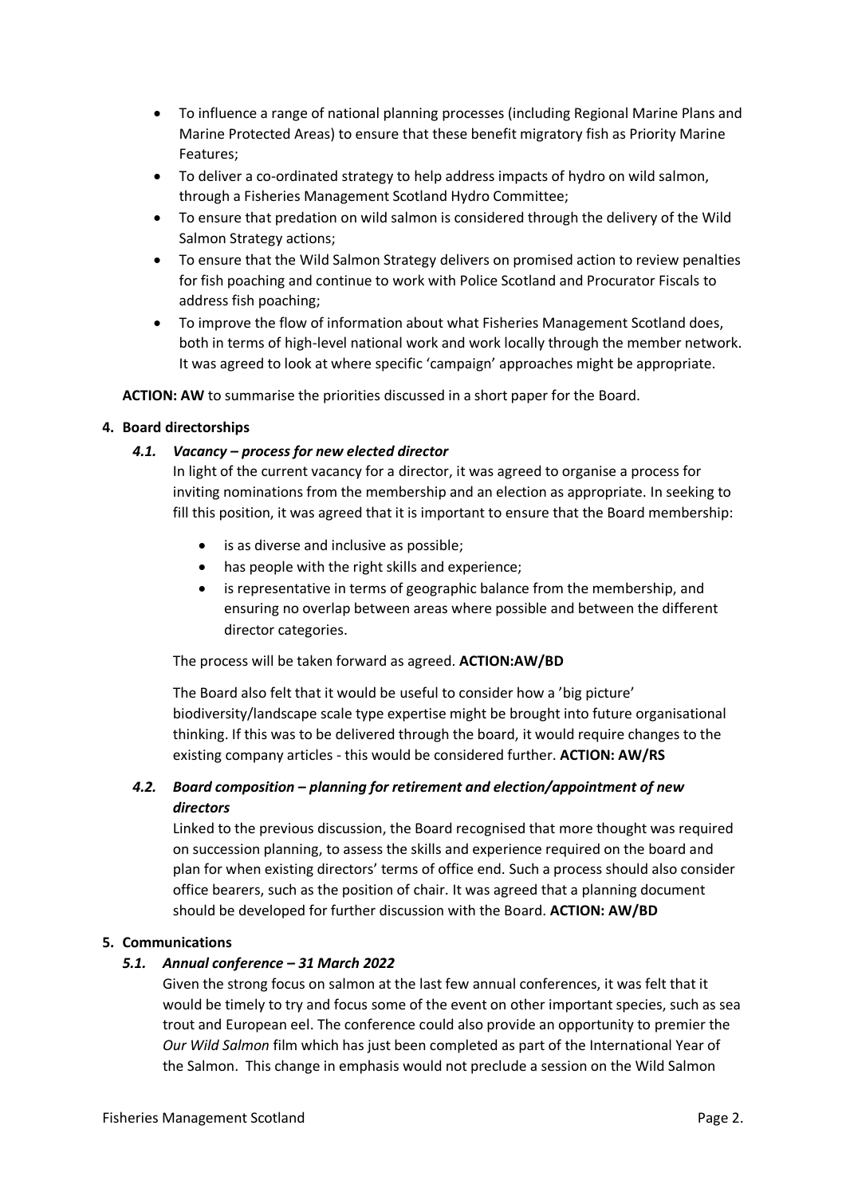- To influence a range of national planning processes (including Regional Marine Plans and Marine Protected Areas) to ensure that these benefit migratory fish as Priority Marine Features;
- To deliver a co-ordinated strategy to help address impacts of hydro on wild salmon, through a Fisheries Management Scotland Hydro Committee;
- To ensure that predation on wild salmon is considered through the delivery of the Wild Salmon Strategy actions;
- To ensure that the Wild Salmon Strategy delivers on promised action to review penalties for fish poaching and continue to work with Police Scotland and Procurator Fiscals to address fish poaching;
- To improve the flow of information about what Fisheries Management Scotland does, both in terms of high-level national work and work locally through the member network. It was agreed to look at where specific 'campaign' approaches might be appropriate.

**ACTION: AW** to summarise the priorities discussed in a short paper for the Board.

**4. Board directorships**

***4.1. Vacancy – process for new elected director***

In light of the current vacancy for a director, it was agreed to organise a process for inviting nominations from the membership and an election as appropriate. In seeking to fill this position, it was agreed that it is important to ensure that the Board membership:

- is as diverse and inclusive as possible;
- has people with the right skills and experience;
- is representative in terms of geographic balance from the membership, and ensuring no overlap between areas where possible and between the different director categories.

The process will be taken forward as agreed. **ACTION:AW/BD**

The Board also felt that it would be useful to consider how a 'big picture' biodiversity/landscape scale type expertise might be brought into future organisational thinking. If this was to be delivered through the board, it would require changes to the existing company articles - this would be considered further. **ACTION: AW/RS**

***4.2. Board composition – planning for retirement and election/appointment of new directors***

Linked to the previous discussion, the Board recognised that more thought was required on succession planning, to assess the skills and experience required on the board and plan for when existing directors' terms of office end. Such a process should also consider office bearers, such as the position of chair. It was agreed that a planning document should be developed for further discussion with the Board. **ACTION: AW/BD**

**5. Communications**

***5.1. Annual conference – 31 March 2022***

Given the strong focus on salmon at the last few annual conferences, it was felt that it would be timely to try and focus some of the event on other important species, such as sea trout and European eel. The conference could also provide an opportunity to premier the *Our Wild Salmon* film which has just been completed as part of the International Year of the Salmon. This change in emphasis would not preclude a session on the Wild Salmon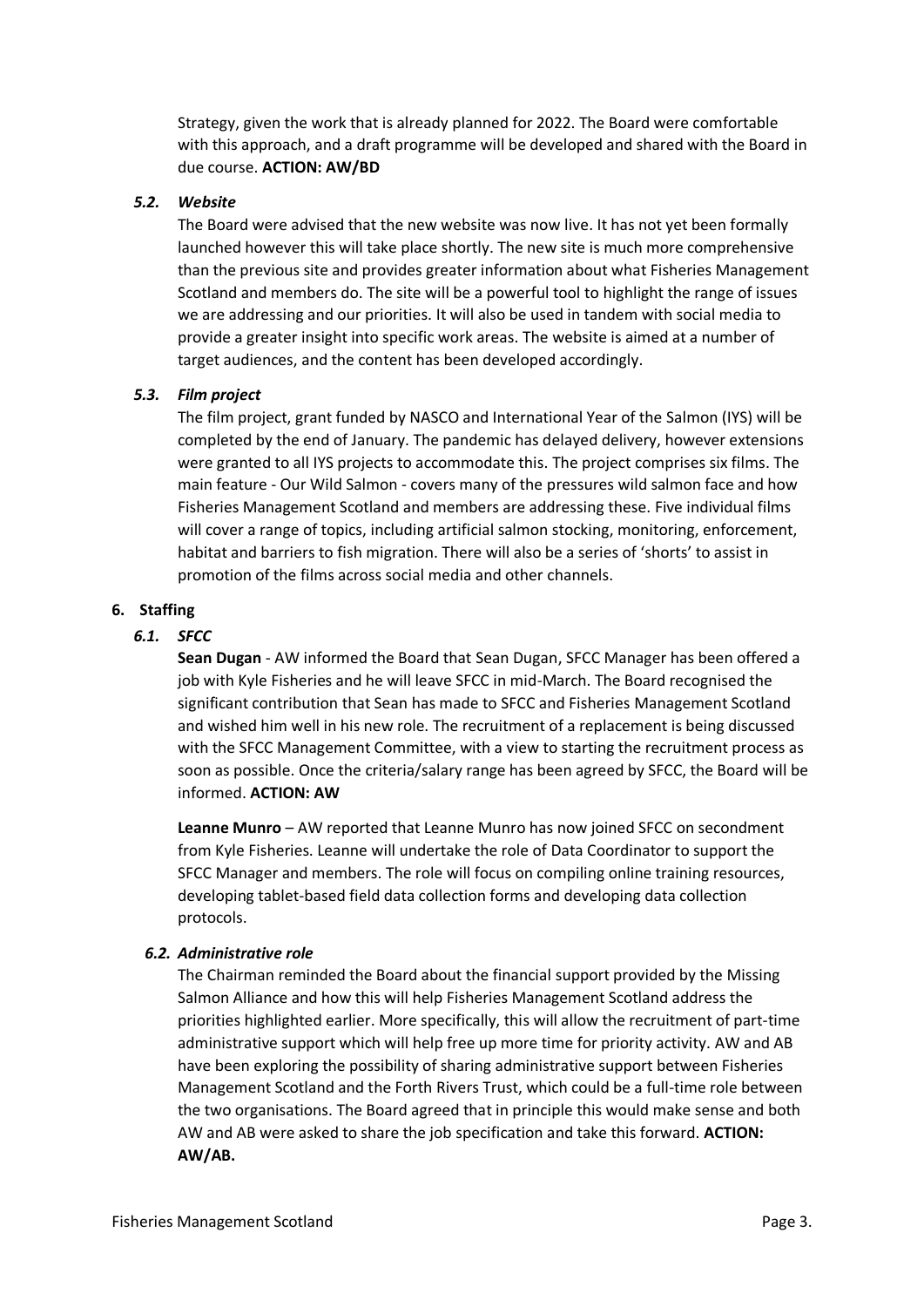Strategy, given the work that is already planned for 2022. The Board were comfortable with this approach, and a draft programme will be developed and shared with the Board in due course. **ACTION: AW/BD**

### *5.2. Website*

The Board were advised that the new website was now live. It has not yet been formally launched however this will take place shortly. The new site is much more comprehensive than the previous site and provides greater information about what Fisheries Management Scotland and members do. The site will be a powerful tool to highlight the range of issues we are addressing and our priorities. It will also be used in tandem with social media to provide a greater insight into specific work areas. The website is aimed at a number of target audiences, and the content has been developed accordingly.

### *5.3. Film project*

The film project, grant funded by NASCO and International Year of the Salmon (IYS) will be completed by the end of January. The pandemic has delayed delivery, however extensions were granted to all IYS projects to accommodate this. The project comprises six films. The main feature - Our Wild Salmon - covers many of the pressures wild salmon face and how Fisheries Management Scotland and members are addressing these. Five individual films will cover a range of topics, including artificial salmon stocking, monitoring, enforcement, habitat and barriers to fish migration. There will also be a series of 'shorts' to assist in promotion of the films across social media and other channels.

## 6. Staffing

### *6.1. SFCC*

**Sean Dugan** - AW informed the Board that Sean Dugan, SFCC Manager has been offered a job with Kyle Fisheries and he will leave SFCC in mid-March. The Board recognised the significant contribution that Sean has made to SFCC and Fisheries Management Scotland and wished him well in his new role. The recruitment of a replacement is being discussed with the SFCC Management Committee, with a view to starting the recruitment process as soon as possible. Once the criteria/salary range has been agreed by SFCC, the Board will be informed. **ACTION: AW**

**Leanne Munro** – AW reported that Leanne Munro has now joined SFCC on secondment from Kyle Fisheries. Leanne will undertake the role of Data Coordinator to support the SFCC Manager and members. The role will focus on compiling online training resources, developing tablet-based field data collection forms and developing data collection protocols.

### *6.2. Administrative role*

The Chairman reminded the Board about the financial support provided by the Missing Salmon Alliance and how this will help Fisheries Management Scotland address the priorities highlighted earlier. More specifically, this will allow the recruitment of part-time administrative support which will help free up more time for priority activity. AW and AB have been exploring the possibility of sharing administrative support between Fisheries Management Scotland and the Forth Rivers Trust, which could be a full-time role between the two organisations. The Board agreed that in principle this would make sense and both AW and AB were asked to share the job specification and take this forward. **ACTION: AW/AB.**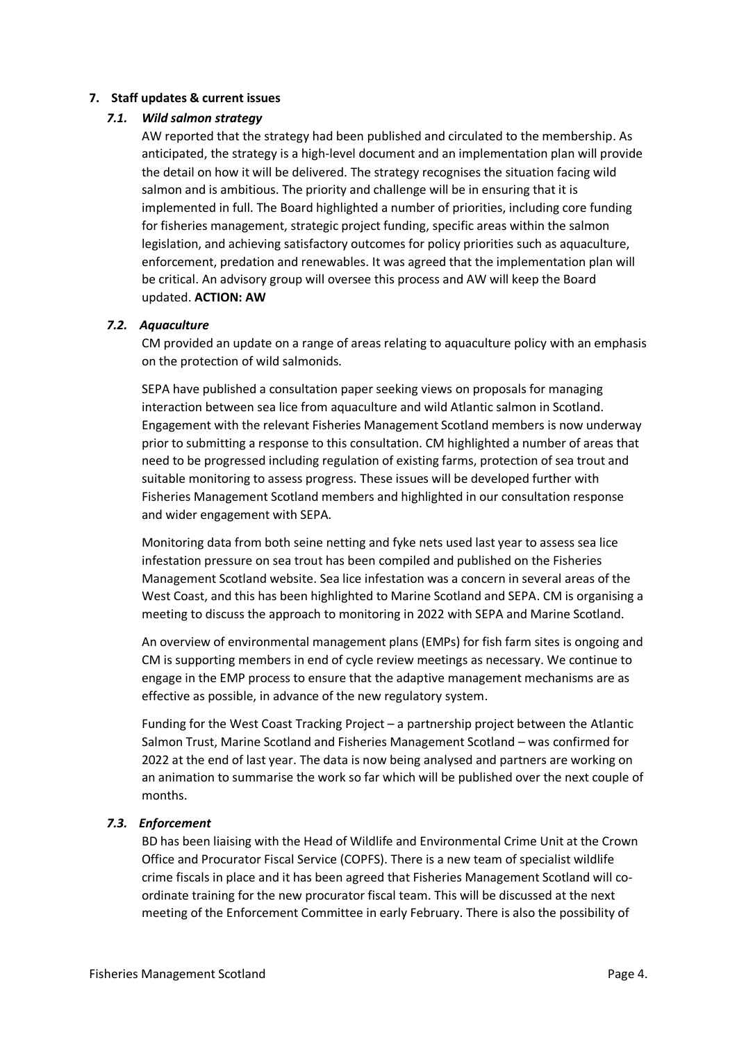## 7. Staff updates & current issues

### *7.1. Wild salmon strategy*

AW reported that the strategy had been published and circulated to the membership. As anticipated, the strategy is a high-level document and an implementation plan will provide the detail on how it will be delivered. The strategy recognises the situation facing wild salmon and is ambitious. The priority and challenge will be in ensuring that it is implemented in full. The Board highlighted a number of priorities, including core funding for fisheries management, strategic project funding, specific areas within the salmon legislation, and achieving satisfactory outcomes for policy priorities such as aquaculture, enforcement, predation and renewables. It was agreed that the implementation plan will be critical. An advisory group will oversee this process and AW will keep the Board updated. **ACTION: AW**

### *7.2. Aquaculture*

CM provided an update on a range of areas relating to aquaculture policy with an emphasis on the protection of wild salmonids.

SEPA have published a consultation paper seeking views on proposals for managing interaction between sea lice from aquaculture and wild Atlantic salmon in Scotland. Engagement with the relevant Fisheries Management Scotland members is now underway prior to submitting a response to this consultation. CM highlighted a number of areas that need to be progressed including regulation of existing farms, protection of sea trout and suitable monitoring to assess progress. These issues will be developed further with Fisheries Management Scotland members and highlighted in our consultation response and wider engagement with SEPA.

Monitoring data from both seine netting and fyke nets used last year to assess sea lice infestation pressure on sea trout has been compiled and published on the Fisheries Management Scotland website. Sea lice infestation was a concern in several areas of the West Coast, and this has been highlighted to Marine Scotland and SEPA. CM is organising a meeting to discuss the approach to monitoring in 2022 with SEPA and Marine Scotland.

An overview of environmental management plans (EMPs) for fish farm sites is ongoing and CM is supporting members in end of cycle review meetings as necessary. We continue to engage in the EMP process to ensure that the adaptive management mechanisms are as effective as possible, in advance of the new regulatory system.

Funding for the West Coast Tracking Project – a partnership project between the Atlantic Salmon Trust, Marine Scotland and Fisheries Management Scotland – was confirmed for 2022 at the end of last year. The data is now being analysed and partners are working on an animation to summarise the work so far which will be published over the next couple of months.

### *7.3. Enforcement*

BD has been liaising with the Head of Wildlife and Environmental Crime Unit at the Crown Office and Procurator Fiscal Service (COPFS). There is a new team of specialist wildlife crime fiscals in place and it has been agreed that Fisheries Management Scotland will co-ordinate training for the new procurator fiscal team. This will be discussed at the next meeting of the Enforcement Committee in early February. There is also the possibility of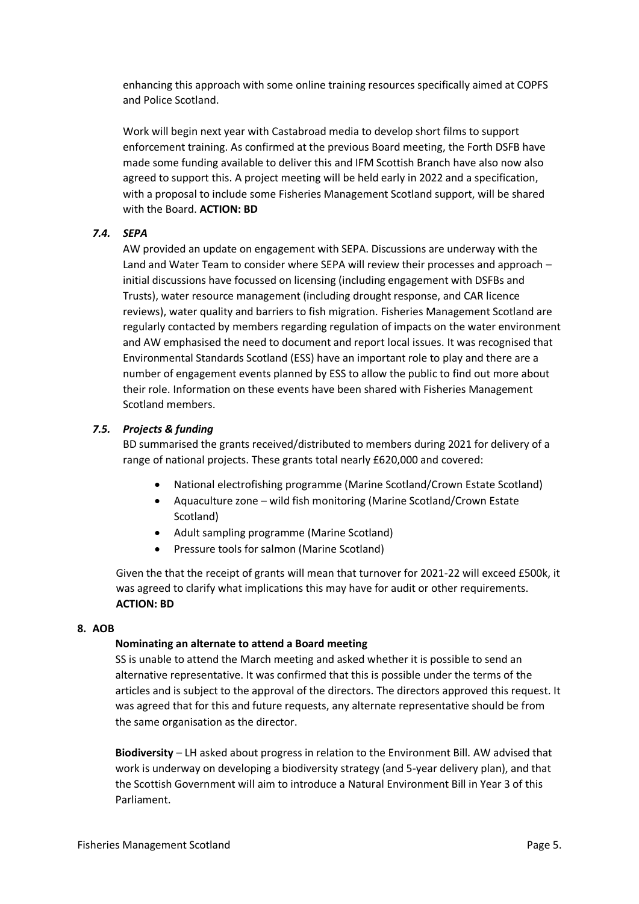enhancing this approach with some online training resources specifically aimed at COPFS and Police Scotland.

Work will begin next year with Castabroad media to develop short films to support enforcement training. As confirmed at the previous Board meeting, the Forth DSFB have made some funding available to deliver this and IFM Scottish Branch have also now also agreed to support this. A project meeting will be held early in 2022 and a specification, with a proposal to include some Fisheries Management Scotland support, will be shared with the Board. **ACTION: BD**

### *7.4. SEPA*

AW provided an update on engagement with SEPA. Discussions are underway with the Land and Water Team to consider where SEPA will review their processes and approach – initial discussions have focussed on licensing (including engagement with DSFBs and Trusts), water resource management (including drought response, and CAR licence reviews), water quality and barriers to fish migration. Fisheries Management Scotland are regularly contacted by members regarding regulation of impacts on the water environment and AW emphasised the need to document and report local issues. It was recognised that Environmental Standards Scotland (ESS) have an important role to play and there are a number of engagement events planned by ESS to allow the public to find out more about their role. Information on these events have been shared with Fisheries Management Scotland members.

### *7.5. Projects & funding*

BD summarised the grants received/distributed to members during 2021 for delivery of a range of national projects. These grants total nearly £620,000 and covered:

- National electrofishing programme (Marine Scotland/Crown Estate Scotland)
- Aquaculture zone – wild fish monitoring (Marine Scotland/Crown Estate Scotland)
- Adult sampling programme (Marine Scotland)
- Pressure tools for salmon (Marine Scotland)

Given the that the receipt of grants will mean that turnover for 2021-22 will exceed £500k, it was agreed to clarify what implications this may have for audit or other requirements. **ACTION: BD**

## 8. AOB

**Nominating an alternate to attend a Board meeting**

SS is unable to attend the March meeting and asked whether it is possible to send an alternative representative. It was confirmed that this is possible under the terms of the articles and is subject to the approval of the directors. The directors approved this request. It was agreed that for this and future requests, any alternate representative should be from the same organisation as the director.

**Biodiversity** – LH asked about progress in relation to the Environment Bill. AW advised that work is underway on developing a biodiversity strategy (and 5-year delivery plan), and that the Scottish Government will aim to introduce a Natural Environment Bill in Year 3 of this Parliament.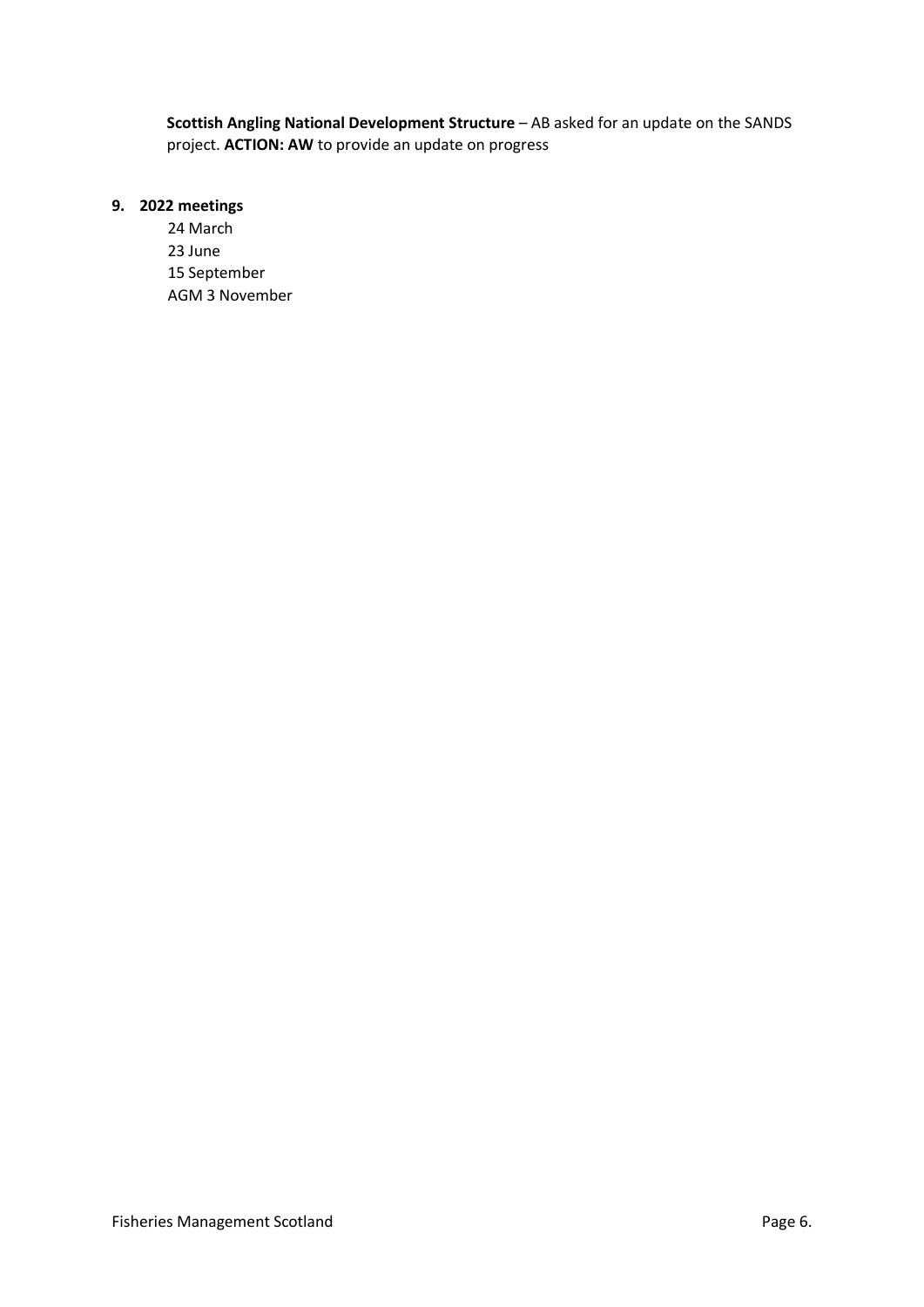**Scottish Angling National Development Structure** – AB asked for an update on the SANDS project. **ACTION: AW** to provide an update on progress

**9. 2022 meetings**

24 March
23 June
15 September
AGM 3 November